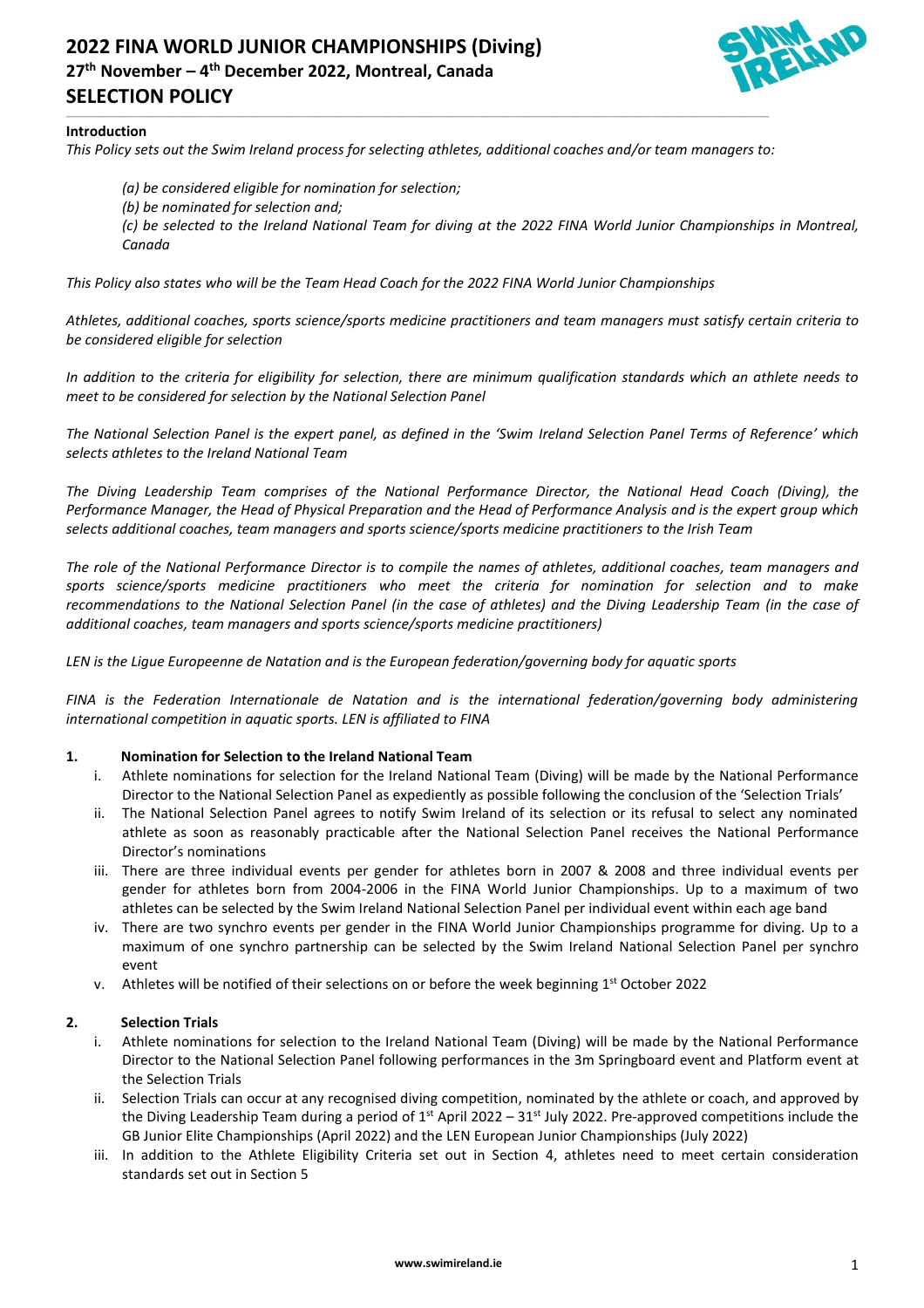# 2022 FINA WORLD JUNIOR CHAMPIONSHIPS (Diving)
## 27th November – 4th December 2022, Montreal, Canada
## SELECTION POLICY

**Introduction**

*This Policy sets out the Swim Ireland process for selecting athletes, additional coaches and/or team managers to:*

> *(a) be considered eligible for nomination for selection;*
> *(b) be nominated for selection and;*
> *(c) be selected to the Ireland National Team for diving at the 2022 FINA World Junior Championships in Montreal, Canada*

*This Policy also states who will be the Team Head Coach for the 2022 FINA World Junior Championships*

*Athletes, additional coaches, sports science/sports medicine practitioners and team managers must satisfy certain criteria to be considered eligible for selection*

*In addition to the criteria for eligibility for selection, there are minimum qualification standards which an athlete needs to meet to be considered for selection by the National Selection Panel*

*The National Selection Panel is the expert panel, as defined in the 'Swim Ireland Selection Panel Terms of Reference' which selects athletes to the Ireland National Team*

*The Diving Leadership Team comprises of the National Performance Director, the National Head Coach (Diving), the Performance Manager, the Head of Physical Preparation and the Head of Performance Analysis and is the expert group which selects additional coaches, team managers and sports science/sports medicine practitioners to the Irish Team*

*The role of the National Performance Director is to compile the names of athletes, additional coaches, team managers and sports science/sports medicine practitioners who meet the criteria for nomination for selection and to make recommendations to the National Selection Panel (in the case of athletes) and the Diving Leadership Team (in the case of additional coaches, team managers and sports science/sports medicine practitioners)*

*LEN is the Ligue Europeenne de Natation and is the European federation/governing body for aquatic sports*

*FINA is the Federation Internationale de Natation and is the international federation/governing body administering international competition in aquatic sports. LEN is affiliated to FINA*

### 1. Nomination for Selection to the Ireland National Team

i. Athlete nominations for selection for the Ireland National Team (Diving) will be made by the National Performance Director to the National Selection Panel as expediently as possible following the conclusion of the 'Selection Trials'

ii. The National Selection Panel agrees to notify Swim Ireland of its selection or its refusal to select any nominated athlete as soon as reasonably practicable after the National Selection Panel receives the National Performance Director's nominations

iii. There are three individual events per gender for athletes born in 2007 & 2008 and three individual events per gender for athletes born from 2004-2006 in the FINA World Junior Championships. Up to a maximum of two athletes can be selected by the Swim Ireland National Selection Panel per individual event within each age band

iv. There are two synchro events per gender in the FINA World Junior Championships programme for diving. Up to a maximum of one synchro partnership can be selected by the Swim Ireland National Selection Panel per synchro event

v. Athletes will be notified of their selections on or before the week beginning 1st October 2022

### 2. Selection Trials

i. Athlete nominations for selection to the Ireland National Team (Diving) will be made by the National Performance Director to the National Selection Panel following performances in the 3m Springboard event and Platform event at the Selection Trials

ii. Selection Trials can occur at any recognised diving competition, nominated by the athlete or coach, and approved by the Diving Leadership Team during a period of 1st April 2022 – 31st July 2022. Pre-approved competitions include the GB Junior Elite Championships (April 2022) and the LEN European Junior Championships (July 2022)

iii. In addition to the Athlete Eligibility Criteria set out in Section 4, athletes need to meet certain consideration standards set out in Section 5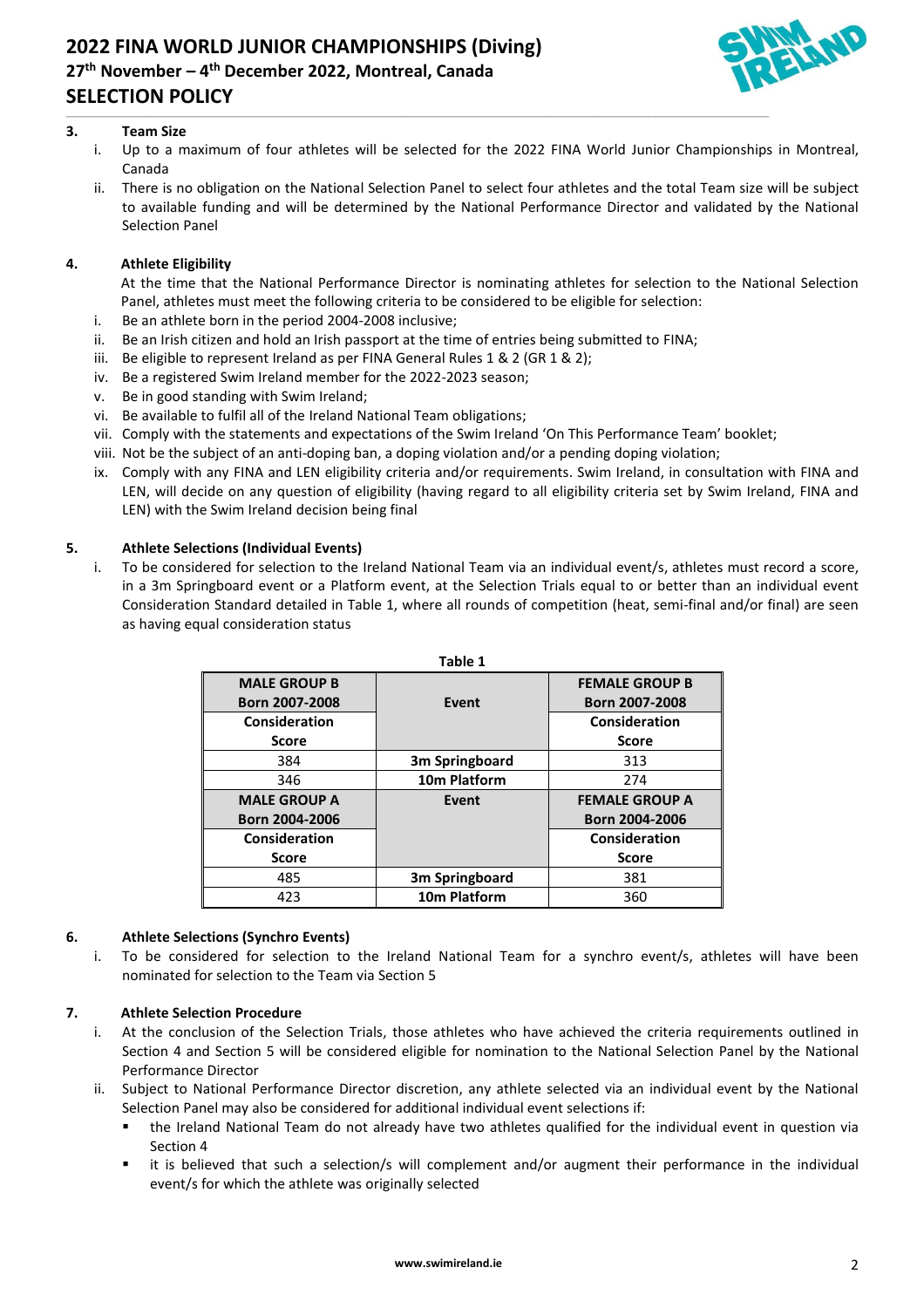### 3. Team Size

i. Up to a maximum of four athletes will be selected for the 2022 FINA World Junior Championships in Montreal, Canada

ii. There is no obligation on the National Selection Panel to select four athletes and the total Team size will be subject to available funding and will be determined by the National Performance Director and validated by the National Selection Panel

### 4. Athlete Eligibility

At the time that the National Performance Director is nominating athletes for selection to the National Selection Panel, athletes must meet the following criteria to be considered to be eligible for selection:

i. Be an athlete born in the period 2004-2008 inclusive;
ii. Be an Irish citizen and hold an Irish passport at the time of entries being submitted to FINA;
iii. Be eligible to represent Ireland as per FINA General Rules 1 & 2 (GR 1 & 2);
iv. Be a registered Swim Ireland member for the 2022-2023 season;
v. Be in good standing with Swim Ireland;
vi. Be available to fulfil all of the Ireland National Team obligations;
vii. Comply with the statements and expectations of the Swim Ireland 'On This Performance Team' booklet;
viii. Not be the subject of an anti-doping ban, a doping violation and/or a pending doping violation;
ix. Comply with any FINA and LEN eligibility criteria and/or requirements. Swim Ireland, in consultation with FINA and LEN, will decide on any question of eligibility (having regard to all eligibility criteria set by Swim Ireland, FINA and LEN) with the Swim Ireland decision being final

### 5. Athlete Selections (Individual Events)

i. To be considered for selection to the Ireland National Team via an individual event/s, athletes must record a score, in a 3m Springboard event or a Platform event, at the Selection Trials equal to or better than an individual event Consideration Standard detailed in Table 1, where all rounds of competition (heat, semi-final and/or final) are seen as having equal consideration status

**Table 1**

| MALE GROUP B Born 2007-2008 | Event | FEMALE GROUP B Born 2007-2008 |
|---|---|---|
| Consideration Score | | Consideration Score |
| 384 | 3m Springboard | 313 |
| 346 | 10m Platform | 274 |
| **MALE GROUP A Born 2004-2006** | **Event** | **FEMALE GROUP A Born 2004-2006** |
| **Consideration Score** | | **Consideration Score** |
| 485 | 3m Springboard | 381 |
| 423 | 10m Platform | 360 |

### 6. Athlete Selections (Synchro Events)

i. To be considered for selection to the Ireland National Team for a synchro event/s, athletes will have been nominated for selection to the Team via Section 5

### 7. Athlete Selection Procedure

i. At the conclusion of the Selection Trials, those athletes who have achieved the criteria requirements outlined in Section 4 and Section 5 will be considered eligible for nomination to the National Selection Panel by the National Performance Director

ii. Subject to National Performance Director discretion, any athlete selected via an individual event by the National Selection Panel may also be considered for additional individual event selections if:
   - the Ireland National Team do not already have two athletes qualified for the individual event in question via Section 4
   - it is believed that such a selection/s will complement and/or augment their performance in the individual event/s for which the athlete was originally selected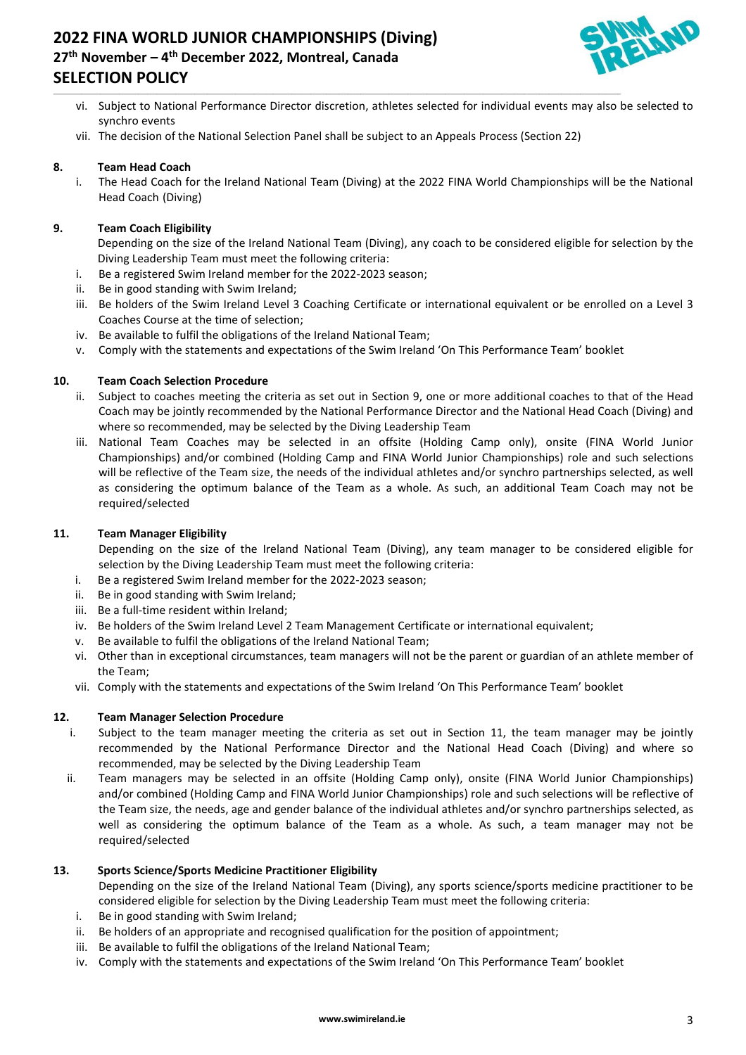vi. Subject to National Performance Director discretion, athletes selected for individual events may also be selected to synchro events

vii. The decision of the National Selection Panel shall be subject to an Appeals Process (Section 22)

## 8. Team Head Coach

i. The Head Coach for the Ireland National Team (Diving) at the 2022 FINA World Championships will be the National Head Coach (Diving)

## 9. Team Coach Eligibility

Depending on the size of the Ireland National Team (Diving), any coach to be considered eligible for selection by the Diving Leadership Team must meet the following criteria:

i. Be a registered Swim Ireland member for the 2022-2023 season;

ii. Be in good standing with Swim Ireland;

iii. Be holders of the Swim Ireland Level 3 Coaching Certificate or international equivalent or be enrolled on a Level 3 Coaches Course at the time of selection;

iv. Be available to fulfil the obligations of the Ireland National Team;

v. Comply with the statements and expectations of the Swim Ireland 'On This Performance Team' booklet

## 10. Team Coach Selection Procedure

ii. Subject to coaches meeting the criteria as set out in Section 9, one or more additional coaches to that of the Head Coach may be jointly recommended by the National Performance Director and the National Head Coach (Diving) and where so recommended, may be selected by the Diving Leadership Team

iii. National Team Coaches may be selected in an offsite (Holding Camp only), onsite (FINA World Junior Championships) and/or combined (Holding Camp and FINA World Junior Championships) role and such selections will be reflective of the Team size, the needs of the individual athletes and/or synchro partnerships selected, as well as considering the optimum balance of the Team as a whole. As such, an additional Team Coach may not be required/selected

## 11. Team Manager Eligibility

Depending on the size of the Ireland National Team (Diving), any team manager to be considered eligible for selection by the Diving Leadership Team must meet the following criteria:

i. Be a registered Swim Ireland member for the 2022-2023 season;

ii. Be in good standing with Swim Ireland;

iii. Be a full-time resident within Ireland;

iv. Be holders of the Swim Ireland Level 2 Team Management Certificate or international equivalent;

v. Be available to fulfil the obligations of the Ireland National Team;

vi. Other than in exceptional circumstances, team managers will not be the parent or guardian of an athlete member of the Team;

vii. Comply with the statements and expectations of the Swim Ireland 'On This Performance Team' booklet

## 12. Team Manager Selection Procedure

i. Subject to the team manager meeting the criteria as set out in Section 11, the team manager may be jointly recommended by the National Performance Director and the National Head Coach (Diving) and where so recommended, may be selected by the Diving Leadership Team

ii. Team managers may be selected in an offsite (Holding Camp only), onsite (FINA World Junior Championships) and/or combined (Holding Camp and FINA World Junior Championships) role and such selections will be reflective of the Team size, the needs, age and gender balance of the individual athletes and/or synchro partnerships selected, as well as considering the optimum balance of the Team as a whole. As such, a team manager may not be required/selected

## 13. Sports Science/Sports Medicine Practitioner Eligibility

Depending on the size of the Ireland National Team (Diving), any sports science/sports medicine practitioner to be considered eligible for selection by the Diving Leadership Team must meet the following criteria:

i. Be in good standing with Swim Ireland;

ii. Be holders of an appropriate and recognised qualification for the position of appointment;

iii. Be available to fulfil the obligations of the Ireland National Team;

iv. Comply with the statements and expectations of the Swim Ireland 'On This Performance Team' booklet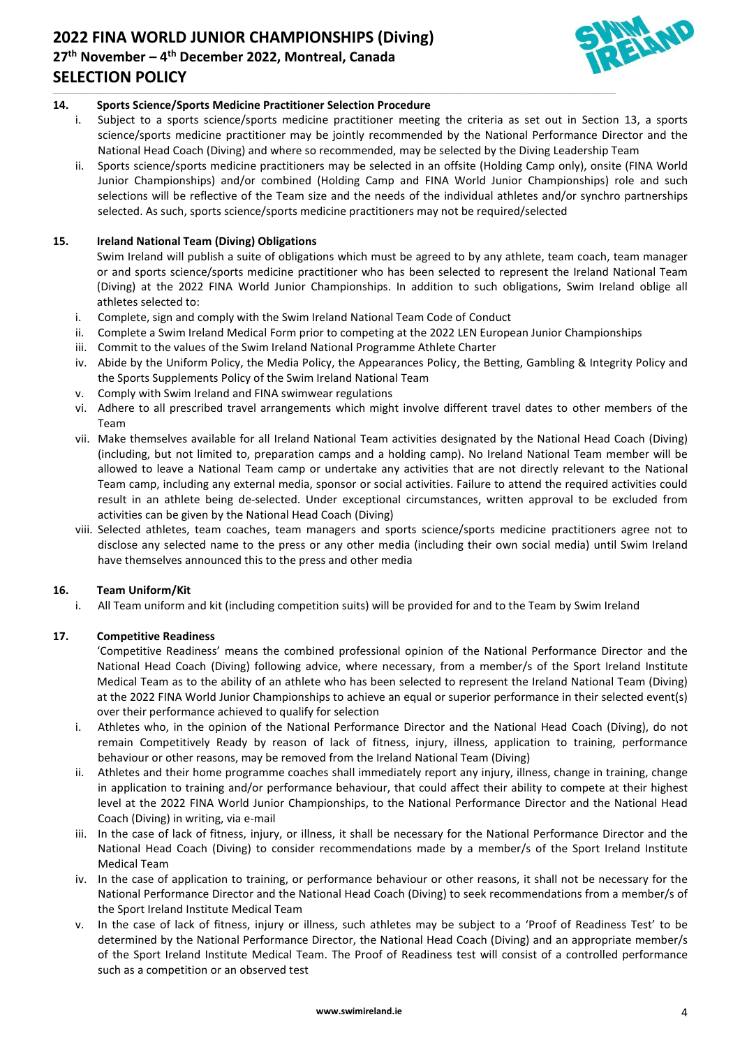### 14. Sports Science/Sports Medicine Practitioner Selection Procedure

i. Subject to a sports science/sports medicine practitioner meeting the criteria as set out in Section 13, a sports science/sports medicine practitioner may be jointly recommended by the National Performance Director and the National Head Coach (Diving) and where so recommended, may be selected by the Diving Leadership Team

ii. Sports science/sports medicine practitioners may be selected in an offsite (Holding Camp only), onsite (FINA World Junior Championships) and/or combined (Holding Camp and FINA World Junior Championships) role and such selections will be reflective of the Team size and the needs of the individual athletes and/or synchro partnerships selected. As such, sports science/sports medicine practitioners may not be required/selected

### 15. Ireland National Team (Diving) Obligations

Swim Ireland will publish a suite of obligations which must be agreed to by any athlete, team coach, team manager or and sports science/sports medicine practitioner who has been selected to represent the Ireland National Team (Diving) at the 2022 FINA World Junior Championships. In addition to such obligations, Swim Ireland oblige all athletes selected to:

i. Complete, sign and comply with the Swim Ireland National Team Code of Conduct

ii. Complete a Swim Ireland Medical Form prior to competing at the 2022 LEN European Junior Championships

iii. Commit to the values of the Swim Ireland National Programme Athlete Charter

iv. Abide by the Uniform Policy, the Media Policy, the Appearances Policy, the Betting, Gambling & Integrity Policy and the Sports Supplements Policy of the Swim Ireland National Team

v. Comply with Swim Ireland and FINA swimwear regulations

vi. Adhere to all prescribed travel arrangements which might involve different travel dates to other members of the Team

vii. Make themselves available for all Ireland National Team activities designated by the National Head Coach (Diving) (including, but not limited to, preparation camps and a holding camp). No Ireland National Team member will be allowed to leave a National Team camp or undertake any activities that are not directly relevant to the National Team camp, including any external media, sponsor or social activities. Failure to attend the required activities could result in an athlete being de-selected. Under exceptional circumstances, written approval to be excluded from activities can be given by the National Head Coach (Diving)

viii. Selected athletes, team coaches, team managers and sports science/sports medicine practitioners agree not to disclose any selected name to the press or any other media (including their own social media) until Swim Ireland have themselves announced this to the press and other media

### 16. Team Uniform/Kit

i. All Team uniform and kit (including competition suits) will be provided for and to the Team by Swim Ireland

### 17. Competitive Readiness

'Competitive Readiness' means the combined professional opinion of the National Performance Director and the National Head Coach (Diving) following advice, where necessary, from a member/s of the Sport Ireland Institute Medical Team as to the ability of an athlete who has been selected to represent the Ireland National Team (Diving) at the 2022 FINA World Junior Championships to achieve an equal or superior performance in their selected event(s) over their performance achieved to qualify for selection

i. Athletes who, in the opinion of the National Performance Director and the National Head Coach (Diving), do not remain Competitively Ready by reason of lack of fitness, injury, illness, application to training, performance behaviour or other reasons, may be removed from the Ireland National Team (Diving)

ii. Athletes and their home programme coaches shall immediately report any injury, illness, change in training, change in application to training and/or performance behaviour, that could affect their ability to compete at their highest level at the 2022 FINA World Junior Championships, to the National Performance Director and the National Head Coach (Diving) in writing, via e-mail

iii. In the case of lack of fitness, injury, or illness, it shall be necessary for the National Performance Director and the National Head Coach (Diving) to consider recommendations made by a member/s of the Sport Ireland Institute Medical Team

iv. In the case of application to training, or performance behaviour or other reasons, it shall not be necessary for the National Performance Director and the National Head Coach (Diving) to seek recommendations from a member/s of the Sport Ireland Institute Medical Team

v. In the case of lack of fitness, injury or illness, such athletes may be subject to a 'Proof of Readiness Test' to be determined by the National Performance Director, the National Head Coach (Diving) and an appropriate member/s of the Sport Ireland Institute Medical Team. The Proof of Readiness test will consist of a controlled performance such as a competition or an observed test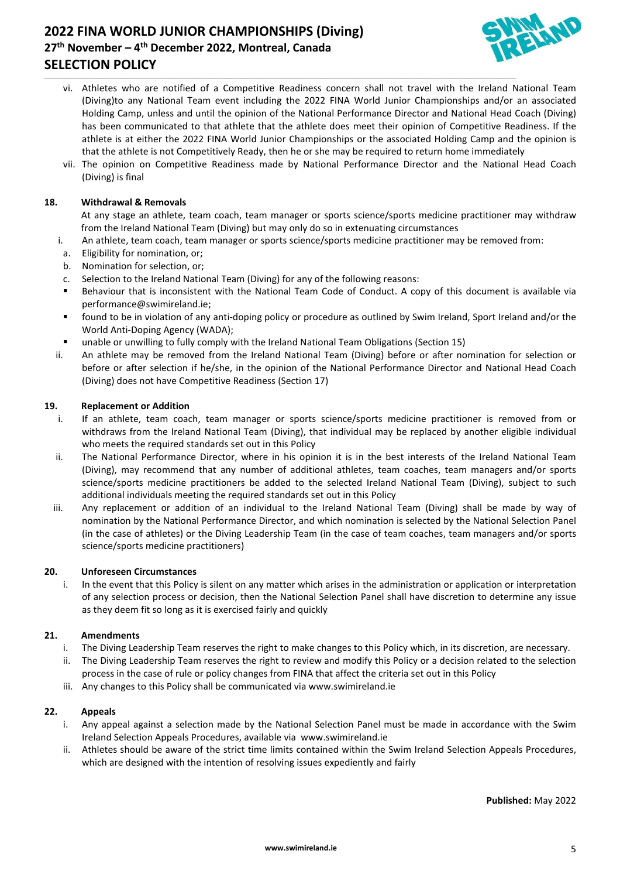vi. Athletes who are notified of a Competitive Readiness concern shall not travel with the Ireland National Team (Diving)to any National Team event including the 2022 FINA World Junior Championships and/or an associated Holding Camp, unless and until the opinion of the National Performance Director and National Head Coach (Diving) has been communicated to that athlete that the athlete does meet their opinion of Competitive Readiness. If the athlete is at either the 2022 FINA World Junior Championships or the associated Holding Camp and the opinion is that the athlete is not Competitively Ready, then he or she may be required to return home immediately

vii. The opinion on Competitive Readiness made by National Performance Director and the National Head Coach (Diving) is final

### 18. Withdrawal & Removals

At any stage an athlete, team coach, team manager or sports science/sports medicine practitioner may withdraw from the Ireland National Team (Diving) but may only do so in extenuating circumstances

i. An athlete, team coach, team manager or sports science/sports medicine practitioner may be removed from:

a. Eligibility for nomination, or;

b. Nomination for selection, or;

c. Selection to the Ireland National Team (Diving) for any of the following reasons:

- Behaviour that is inconsistent with the National Team Code of Conduct. A copy of this document is available via performance@swimireland.ie;
- found to be in violation of any anti-doping policy or procedure as outlined by Swim Ireland, Sport Ireland and/or the World Anti-Doping Agency (WADA);
- unable or unwilling to fully comply with the Ireland National Team Obligations (Section 15)

ii. An athlete may be removed from the Ireland National Team (Diving) before or after nomination for selection or before or after selection if he/she, in the opinion of the National Performance Director and National Head Coach (Diving) does not have Competitive Readiness (Section 17)

### 19. Replacement or Addition

i. If an athlete, team coach, team manager or sports science/sports medicine practitioner is removed from or withdraws from the Ireland National Team (Diving), that individual may be replaced by another eligible individual who meets the required standards set out in this Policy

ii. The National Performance Director, where in his opinion it is in the best interests of the Ireland National Team (Diving), may recommend that any number of additional athletes, team coaches, team managers and/or sports science/sports medicine practitioners be added to the selected Ireland National Team (Diving), subject to such additional individuals meeting the required standards set out in this Policy

iii. Any replacement or addition of an individual to the Ireland National Team (Diving) shall be made by way of nomination by the National Performance Director, and which nomination is selected by the National Selection Panel (in the case of athletes) or the Diving Leadership Team (in the case of team coaches, team managers and/or sports science/sports medicine practitioners)

### 20. Unforeseen Circumstances

i. In the event that this Policy is silent on any matter which arises in the administration or application or interpretation of any selection process or decision, then the National Selection Panel shall have discretion to determine any issue as they deem fit so long as it is exercised fairly and quickly

### 21. Amendments

i. The Diving Leadership Team reserves the right to make changes to this Policy which, in its discretion, are necessary.

ii. The Diving Leadership Team reserves the right to review and modify this Policy or a decision related to the selection process in the case of rule or policy changes from FINA that affect the criteria set out in this Policy

iii. Any changes to this Policy shall be communicated via www.swimireland.ie

### 22. Appeals

i. Any appeal against a selection made by the National Selection Panel must be made in accordance with the Swim Ireland Selection Appeals Procedures, available via www.swimireland.ie

ii. Athletes should be aware of the strict time limits contained within the Swim Ireland Selection Appeals Procedures, which are designed with the intention of resolving issues expediently and fairly

**Published:** May 2022